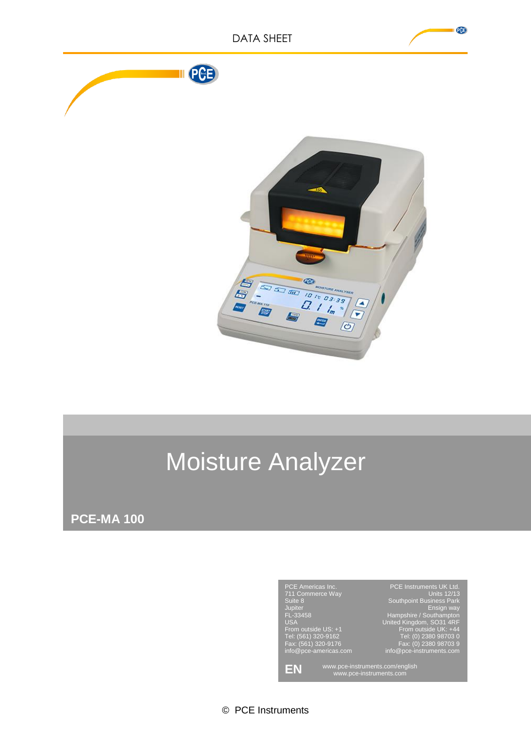DATA SHEET

# Moisture Analyzer

## PCE-MA 100

PCE Americas Inc.
711 Commerce Way
Suite 8
Jupiter
FL-33458
USA
From outside US: +1
Tel: (561) 320-9162
Fax: (561) 320-9176
info@pce-americas.com

PCE Instruments UK Ltd.
Units 12/13
Southpoint Business Park
Ensign way
Hampshire / Southampton
United Kingdom, SO31 4RF
From outside UK: +44
Tel: (0) 2380 98703 0
Fax: (0) 2380 98703 9
info@pce-instruments.com

**EN**

www.pce-instruments.com/english
www.pce-instruments.com

© PCE Instruments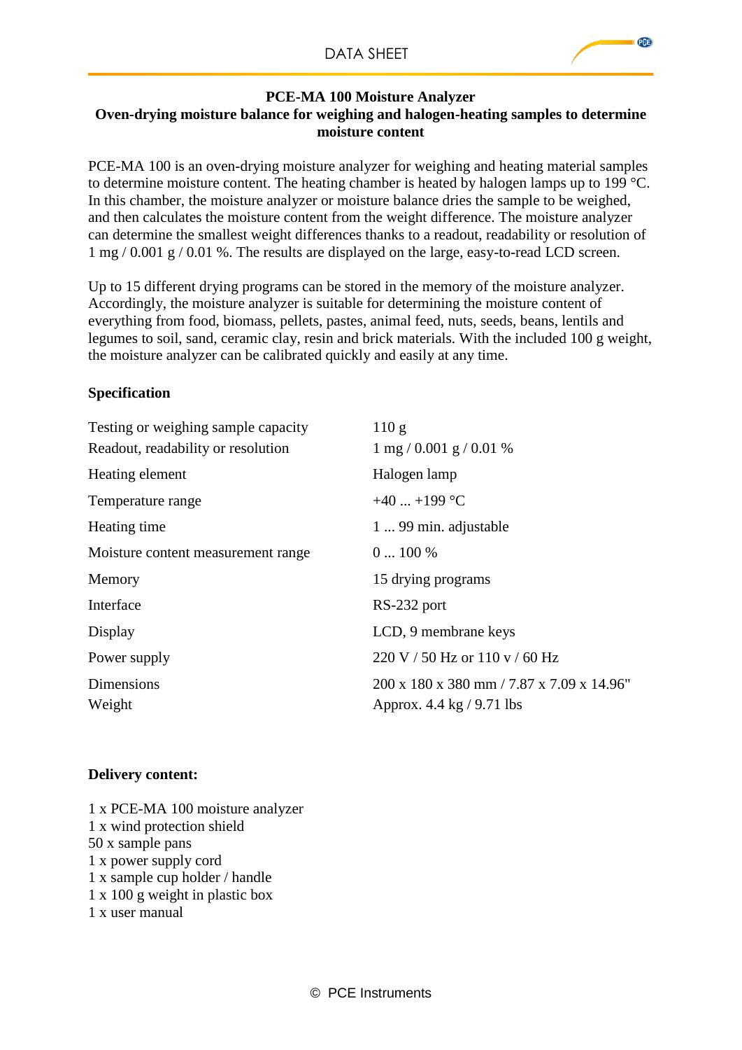# PCE-MA 100 Moisture Analyzer

## Oven-drying moisture balance for weighing and halogen-heating samples to determine moisture content

PCE-MA 100 is an oven-drying moisture analyzer for weighing and heating material samples to determine moisture content. The heating chamber is heated by halogen lamps up to 199 °C. In this chamber, the moisture analyzer or moisture balance dries the sample to be weighed, and then calculates the moisture content from the weight difference. The moisture analyzer can determine the smallest weight differences thanks to a readout, readability or resolution of 1 mg / 0.001 g / 0.01 %. The results are displayed on the large, easy-to-read LCD screen.

Up to 15 different drying programs can be stored in the memory of the moisture analyzer. Accordingly, the moisture analyzer is suitable for determining the moisture content of everything from food, biomass, pellets, pastes, animal feed, nuts, seeds, beans, lentils and legumes to soil, sand, ceramic clay, resin and brick materials. With the included 100 g weight, the moisture analyzer can be calibrated quickly and easily at any time.

### Specification

| | |
|---|---|
| Testing or weighing sample capacity | 110 g |
| Readout, readability or resolution | 1 mg / 0.001 g / 0.01 % |
| Heating element | Halogen lamp |
| Temperature range | +40 ... +199 °C |
| Heating time | 1 ... 99 min. adjustable |
| Moisture content measurement range | 0 ... 100 % |
| Memory | 15 drying programs |
| Interface | RS-232 port |
| Display | LCD, 9 membrane keys |
| Power supply | 220 V / 50 Hz or 110 v / 60 Hz |
| Dimensions | 200 x 180 x 380 mm / 7.87 x 7.09 x 14.96" |
| Weight | Approx. 4.4 kg / 9.71 lbs |

### Delivery content:

1 x PCE-MA 100 moisture analyzer
1 x wind protection shield
50 x sample pans
1 x power supply cord
1 x sample cup holder / handle
1 x 100 g weight in plastic box
1 x user manual